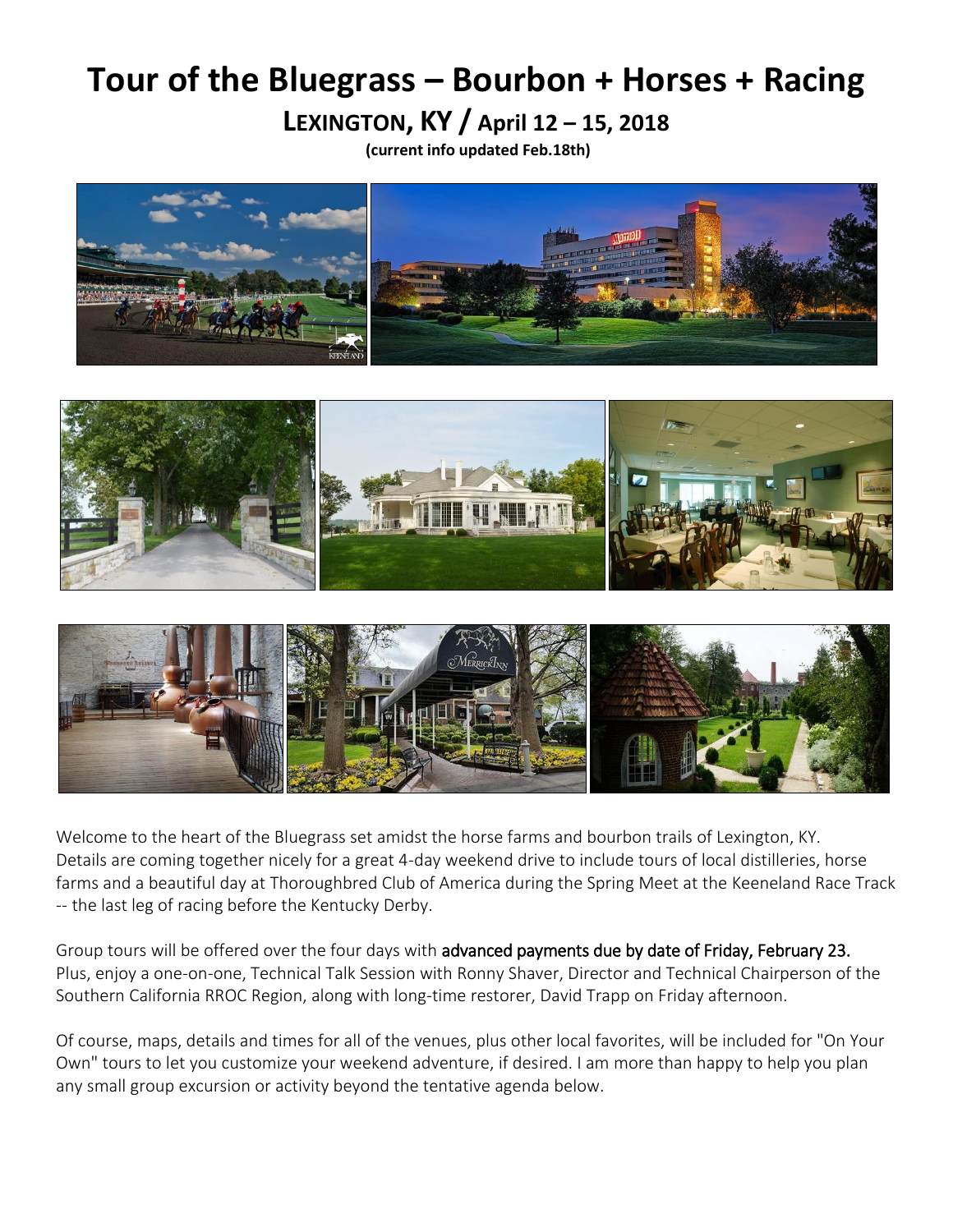# Tour of the Bluegrass – Bourbon + Horses + Racing

## LEXINGTON, KY / April 12 – 15, 2018

**(current info updated Feb.18th)**

Welcome to the heart of the Bluegrass set amidst the horse farms and bourbon trails of Lexington, KY. Details are coming together nicely for a great 4-day weekend drive to include tours of local distilleries, horse farms and a beautiful day at Thoroughbred Club of America during the Spring Meet at the Keeneland Race Track -- the last leg of racing before the Kentucky Derby.

Group tours will be offered over the four days with advanced payments due by date of Friday, February 23. Plus, enjoy a one-on-one, Technical Talk Session with Ronny Shaver, Director and Technical Chairperson of the Southern California RROC Region, along with long-time restorer, David Trapp on Friday afternoon.

Of course, maps, details and times for all of the venues, plus other local favorites, will be included for "On Your Own" tours to let you customize your weekend adventure, if desired. I am more than happy to help you plan any small group excursion or activity beyond the tentative agenda below.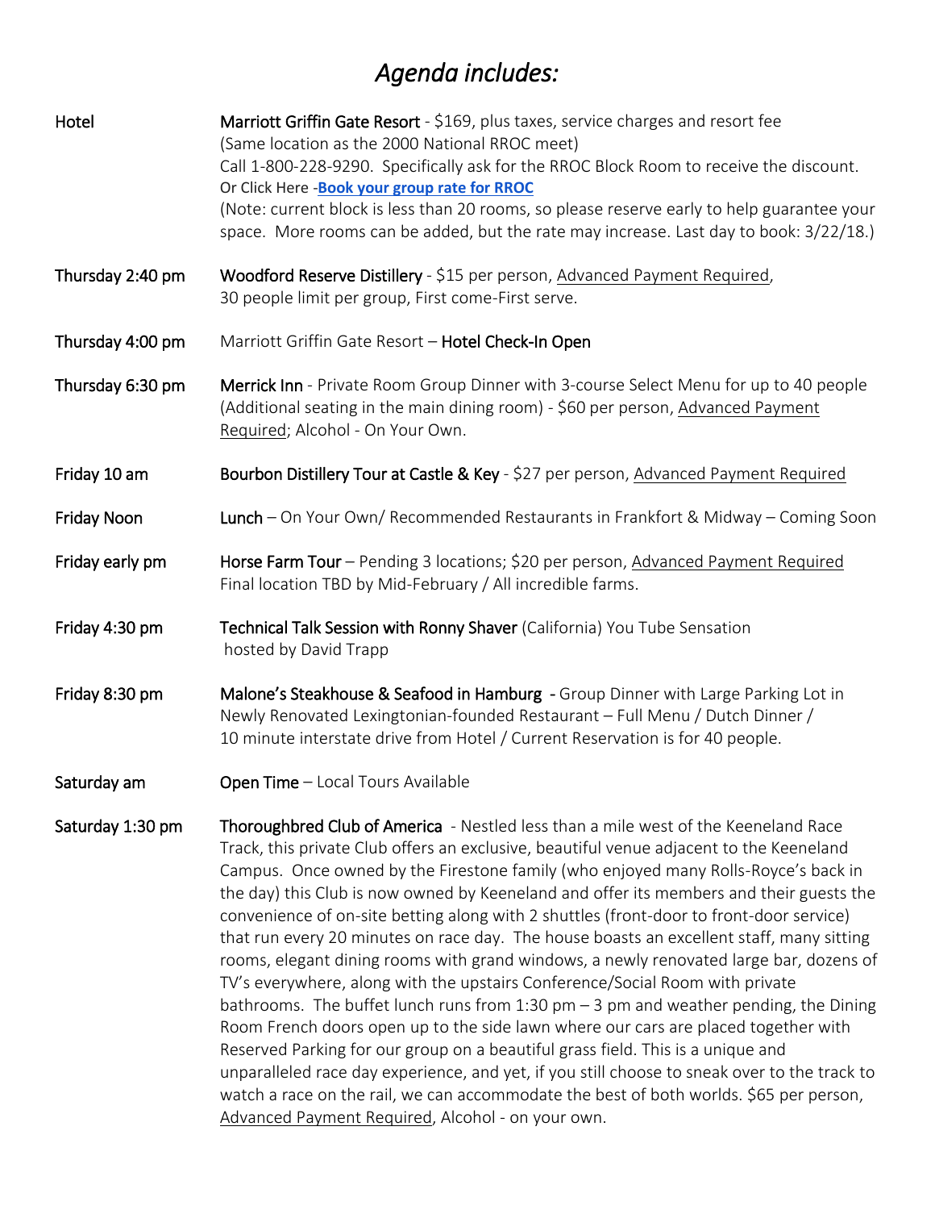# *Agenda includes:*

| | |
|---|---|
| Hotel | **Marriott Griffin Gate Resort** - $169, plus taxes, service charges and resort fee (Same location as the 2000 National RROC meet) Call 1-800-228-9290. Specifically ask for the RROC Block Room to receive the discount. Or Click Here -**Book your group rate for RROC** (Note: current block is less than 20 rooms, so please reserve early to help guarantee your space. More rooms can be added, but the rate may increase. Last day to book: 3/22/18.) |
| Thursday 2:40 pm | **Woodford Reserve Distillery** - $15 per person, Advanced Payment Required, 30 people limit per group, First come-First serve. |
| Thursday 4:00 pm | Marriott Griffin Gate Resort – **Hotel Check-In Open** |
| Thursday 6:30 pm | **Merrick Inn** - Private Room Group Dinner with 3-course Select Menu for up to 40 people (Additional seating in the main dining room) - $60 per person, Advanced Payment Required; Alcohol - On Your Own. |
| Friday 10 am | **Bourbon Distillery Tour at Castle & Key** - $27 per person, Advanced Payment Required |
| Friday Noon | **Lunch** – On Your Own/ Recommended Restaurants in Frankfort & Midway – Coming Soon |
| Friday early pm | **Horse Farm Tour** – Pending 3 locations; $20 per person, Advanced Payment Required Final location TBD by Mid-February / All incredible farms. |
| Friday 4:30 pm | **Technical Talk Session with Ronny Shaver** (California) You Tube Sensation hosted by David Trapp |
| Friday 8:30 pm | **Malone's Steakhouse & Seafood in Hamburg** - Group Dinner with Large Parking Lot in Newly Renovated Lexingtonian-founded Restaurant – Full Menu / Dutch Dinner / 10 minute interstate drive from Hotel / Current Reservation is for 40 people. |
| Saturday am | **Open Time** – Local Tours Available |
| Saturday 1:30 pm | **Thoroughbred Club of America** - Nestled less than a mile west of the Keeneland Race Track, this private Club offers an exclusive, beautiful venue adjacent to the Keeneland Campus. Once owned by the Firestone family (who enjoyed many Rolls-Royce's back in the day) this Club is now owned by Keeneland and offer its members and their guests the convenience of on-site betting along with 2 shuttles (front-door to front-door service) that run every 20 minutes on race day. The house boasts an excellent staff, many sitting rooms, elegant dining rooms with grand windows, a newly renovated large bar, dozens of TV's everywhere, along with the upstairs Conference/Social Room with private bathrooms. The buffet lunch runs from 1:30 pm – 3 pm and weather pending, the Dining Room French doors open up to the side lawn where our cars are placed together with Reserved Parking for our group on a beautiful grass field. This is a unique and unparalleled race day experience, and yet, if you still choose to sneak over to the track to watch a race on the rail, we can accommodate the best of both worlds. $65 per person, Advanced Payment Required, Alcohol - on your own. |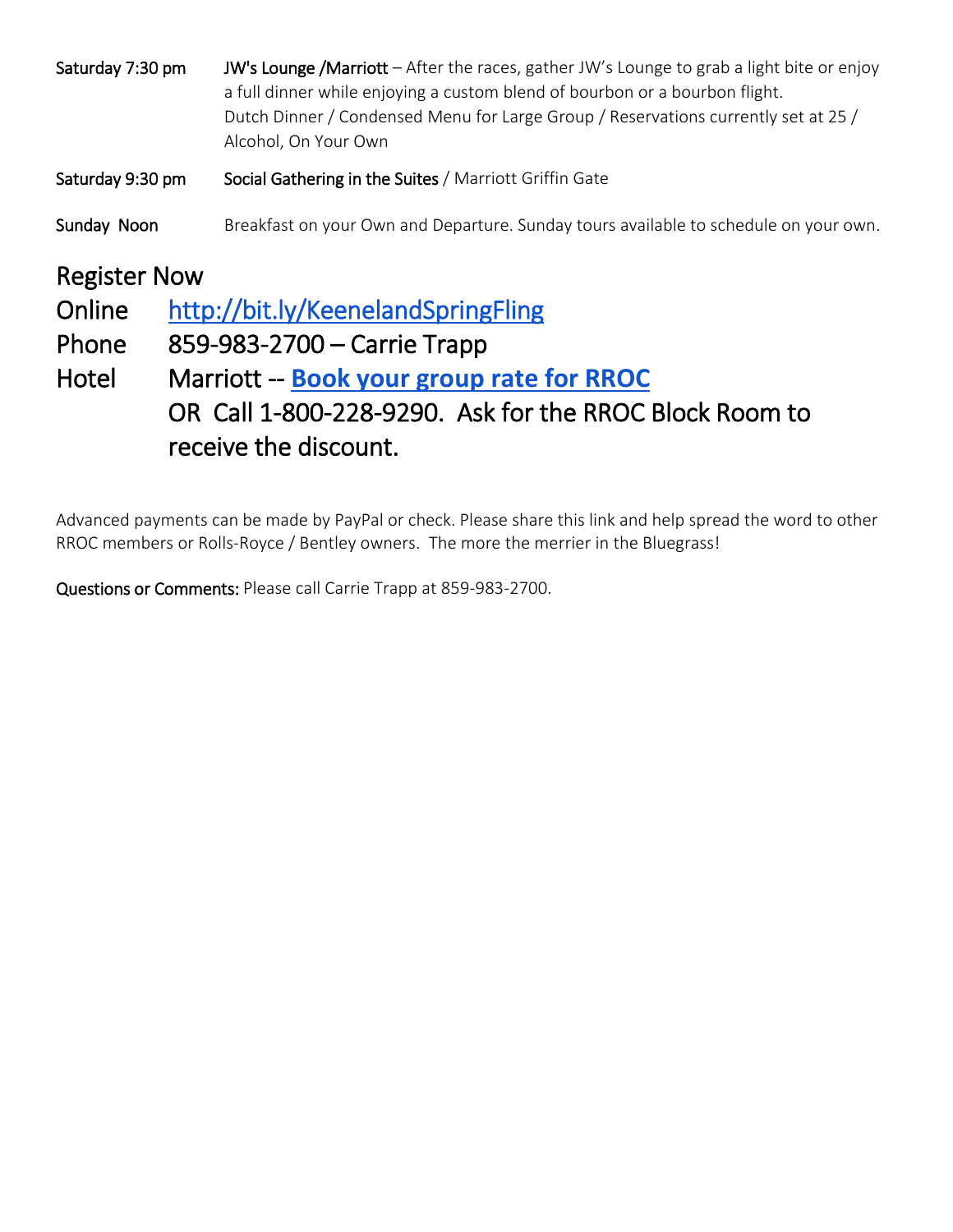**Saturday 7:30 pm** — **JW's Lounge /Marriott** – After the races, gather JW's Lounge to grab a light bite or enjoy a full dinner while enjoying a custom blend of bourbon or a bourbon flight.
Dutch Dinner / Condensed Menu for Large Group / Reservations currently set at 25 / Alcohol, On Your Own

**Saturday 9:30 pm** — **Social Gathering in the Suites** / Marriott Griffin Gate

**Sunday Noon** — Breakfast on your Own and Departure. Sunday tours available to schedule on your own.

## Register Now

Online — [http://bit.ly/KeenelandSpringFling](http://bit.ly/KeenelandSpringFling)

Phone — 859-983-2700 – Carrie Trapp

Hotel — Marriott -- **Book your group rate for RROC**
OR Call 1-800-228-9290. Ask for the RROC Block Room to receive the discount.

Advanced payments can be made by PayPal or check. Please share this link and help spread the word to other RROC members or Rolls-Royce / Bentley owners. The more the merrier in the Bluegrass!

**Questions or Comments:** Please call Carrie Trapp at 859-983-2700.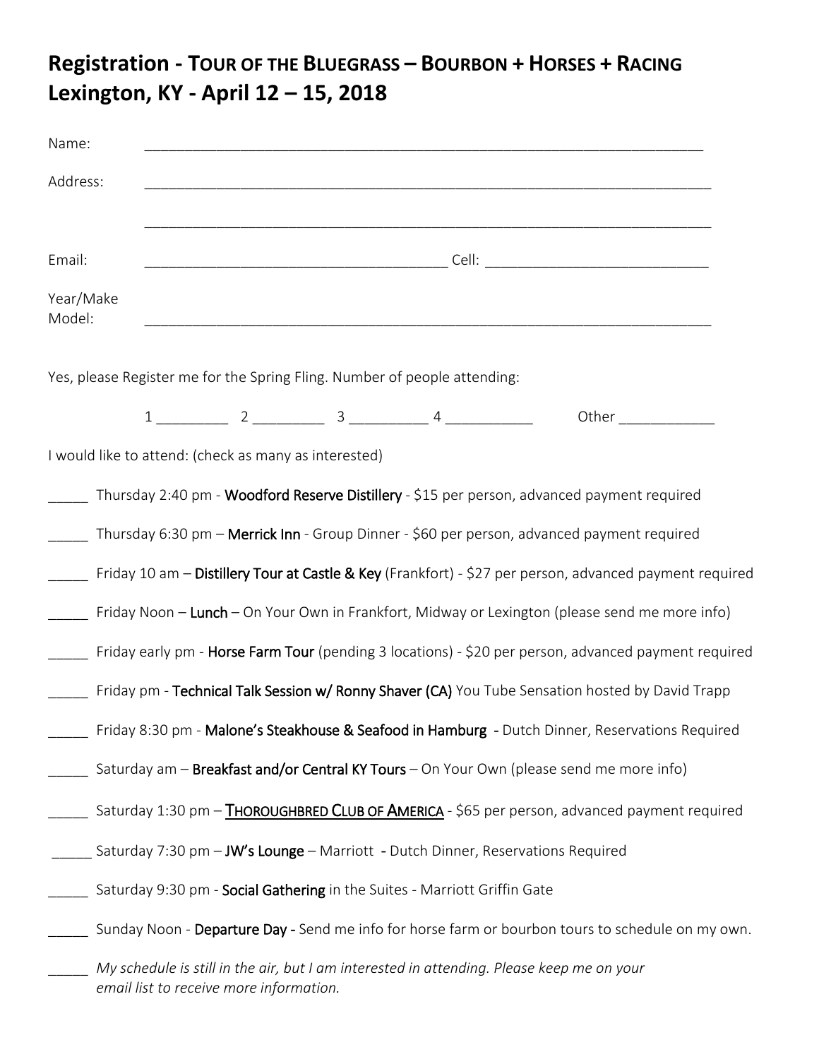# Registration - TOUR OF THE BLUEGRASS – BOURBON + HORSES + RACING
# Lexington, KY - April 12 – 15, 2018

Name: ______________________________________________________________________

Address: ______________________________________________________________________

______________________________________________________________________

Email: ______________________________________ Cell: ___________________________

Year/Make Model: ______________________________________________________________________

Yes, please Register me for the Spring Fling. Number of people attending:

1 _________ 2 _________ 3 __________ 4 ___________ Other ____________

I would like to attend: (check as many as interested)

_____ Thursday 2:40 pm - **Woodford Reserve Distillery** - $15 per person, advanced payment required

_____ Thursday 6:30 pm – **Merrick Inn** - Group Dinner - $60 per person, advanced payment required

_____ Friday 10 am – **Distillery Tour at Castle & Key** (Frankfort) - $27 per person, advanced payment required

_____ Friday Noon – **Lunch** – On Your Own in Frankfort, Midway or Lexington (please send me more info)

_____ Friday early pm - **Horse Farm Tour** (pending 3 locations) - $20 per person, advanced payment required

_____ Friday pm - **Technical Talk Session w/ Ronny Shaver (CA)** You Tube Sensation hosted by David Trapp

_____ Friday 8:30 pm - **Malone's Steakhouse & Seafood in Hamburg** - Dutch Dinner, Reservations Required

_____ Saturday am – **Breakfast and/or Central KY Tours** – On Your Own (please send me more info)

_____ Saturday 1:30 pm – **THOROUGHBRED CLUB OF AMERICA** - $65 per person, advanced payment required

_____ Saturday 7:30 pm – **JW's Lounge** – Marriott - Dutch Dinner, Reservations Required

_____ Saturday 9:30 pm - **Social Gathering** in the Suites - Marriott Griffin Gate

_____ Sunday Noon - **Departure Day -** Send me info for horse farm or bourbon tours to schedule on my own.

_____ *My schedule is still in the air, but I am interested in attending. Please keep me on your email list to receive more information.*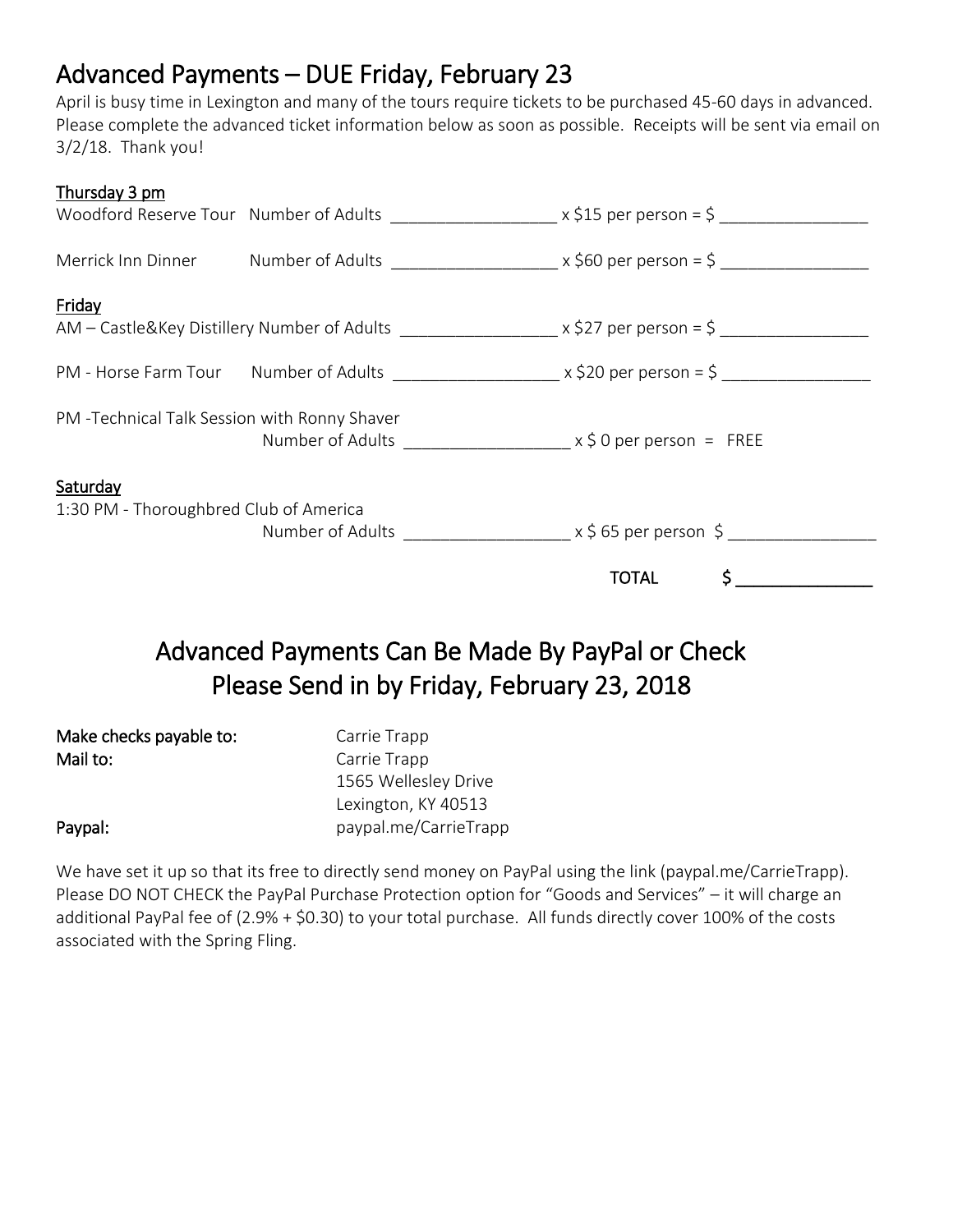# Advanced Payments – DUE Friday, February 23

April is busy time in Lexington and many of the tours require tickets to be purchased 45-60 days in advanced. Please complete the advanced ticket information below as soon as possible. Receipts will be sent via email on 3/2/18. Thank you!

**Thursday 3 pm**

Woodford Reserve Tour Number of Adults __________________ x $15 per person = $ ________________

Merrick Inn Dinner Number of Adults __________________ x $60 per person = $ ________________

**Friday**

AM – Castle&Key Distillery Number of Adults _________________ x $27 per person = $ ________________

PM - Horse Farm Tour Number of Adults __________________ x $20 per person = $ ________________

PM -Technical Talk Session with Ronny Shaver
Number of Adults __________________ x $ 0 per person = FREE

**Saturday**

1:30 PM - Thoroughbred Club of America
Number of Adults __________________ x $ 65 per person $ ________________

TOTAL $ _______________

## Advanced Payments Can Be Made By PayPal or Check
## Please Send in by Friday, February 23, 2018

**Make checks payable to:** Carrie Trapp

**Mail to:** Carrie Trapp
1565 Wellesley Drive
Lexington, KY 40513

**Paypal:** paypal.me/CarrieTrapp

We have set it up so that its free to directly send money on PayPal using the link (paypal.me/CarrieTrapp). Please DO NOT CHECK the PayPal Purchase Protection option for "Goods and Services" – it will charge an additional PayPal fee of (2.9% + $0.30) to your total purchase. All funds directly cover 100% of the costs associated with the Spring Fling.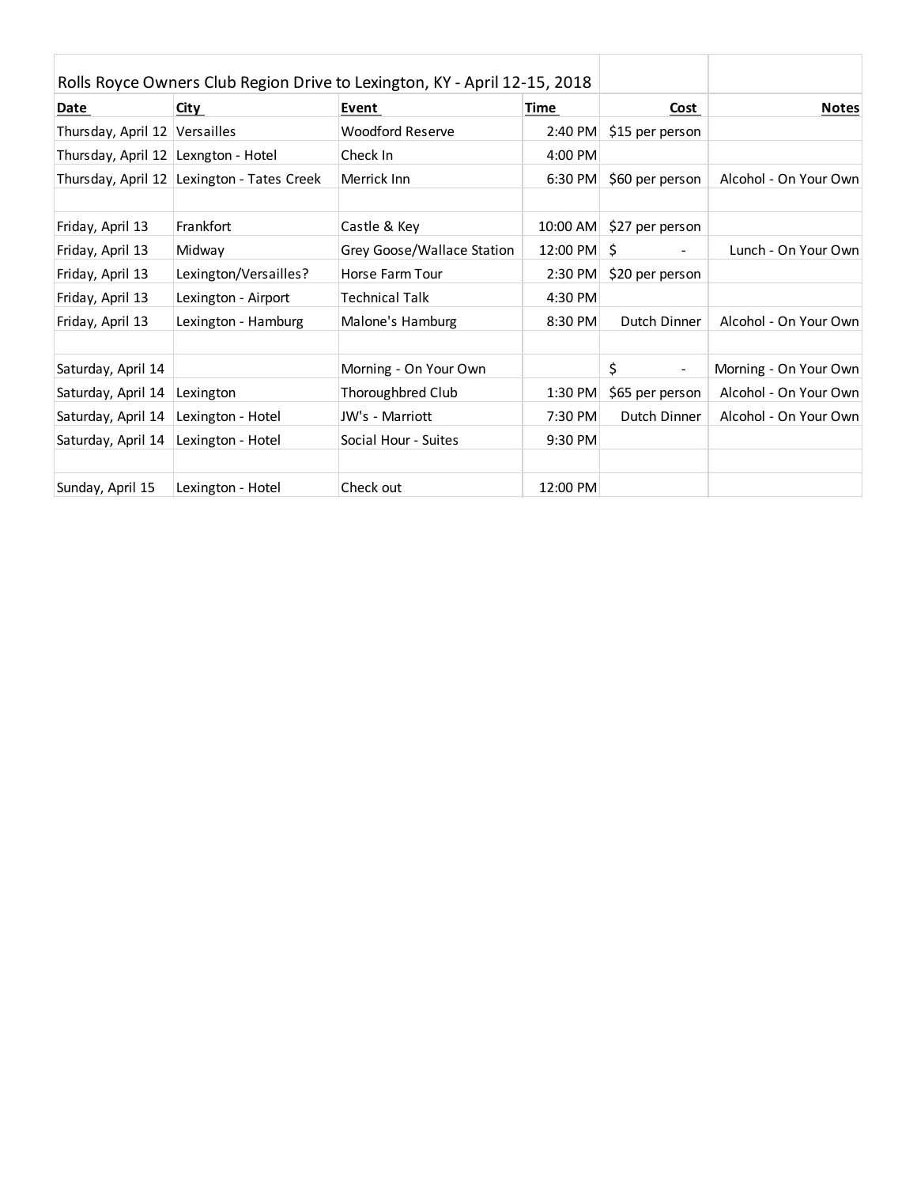Rolls Royce Owners Club Region Drive to Lexington, KY - April 12-15, 2018

| Date | City | Event | Time | Cost | Notes |
|---|---|---|---|---|---|
| Thursday, April 12 | Versailles | Woodford Reserve | 2:40 PM | $15 per person | |
| Thursday, April 12 | Lexngton - Hotel | Check In | 4:00 PM | | |
| Thursday, April 12 | Lexington - Tates Creek | Merrick Inn | 6:30 PM | $60 per person | Alcohol - On Your Own |
| | | | | | |
| Friday, April 13 | Frankfort | Castle & Key | 10:00 AM | $27 per person | |
| Friday, April 13 | Midway | Grey Goose/Wallace Station | 12:00 PM | $ - | Lunch - On Your Own |
| Friday, April 13 | Lexington/Versailles? | Horse Farm Tour | 2:30 PM | $20 per person | |
| Friday, April 13 | Lexington - Airport | Technical Talk | 4:30 PM | | |
| Friday, April 13 | Lexington - Hamburg | Malone's Hamburg | 8:30 PM | Dutch Dinner | Alcohol - On Your Own |
| | | | | | |
| Saturday, April 14 | | Morning - On Your Own | | $ - | Morning - On Your Own |
| Saturday, April 14 | Lexington | Thoroughbred Club | 1:30 PM | $65 per person | Alcohol - On Your Own |
| Saturday, April 14 | Lexington - Hotel | JW's - Marriott | 7:30 PM | Dutch Dinner | Alcohol - On Your Own |
| Saturday, April 14 | Lexington - Hotel | Social Hour - Suites | 9:30 PM | | |
| | | | | | |
| Sunday, April 15 | Lexington - Hotel | Check out | 12:00 PM | | |